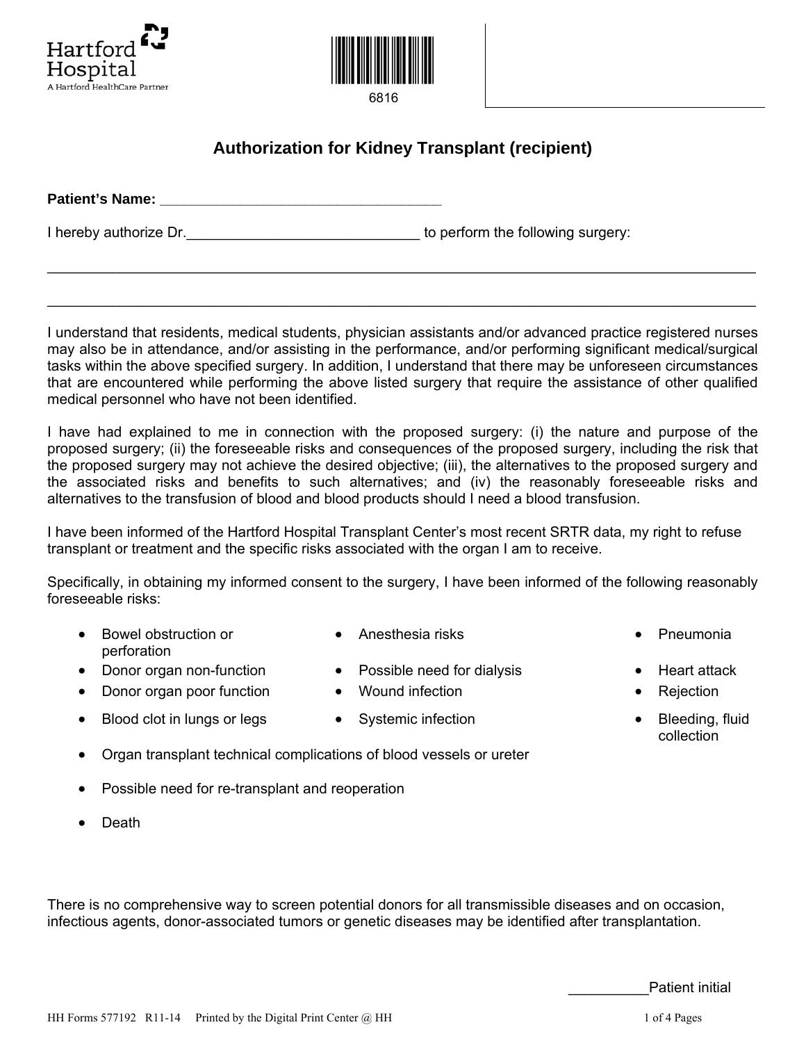Hartford Hospital
A Hartford HealthCare Partner

6816

# Authorization for Kidney Transplant (recipient)

**Patient's Name:** ___________________________________

I hereby authorize Dr.______________________________ to perform the following surgery:

_____________________________________________________________________________________

_____________________________________________________________________________________

I understand that residents, medical students, physician assistants and/or advanced practice registered nurses may also be in attendance, and/or assisting in the performance, and/or performing significant medical/surgical tasks within the above specified surgery. In addition, I understand that there may be unforeseen circumstances that are encountered while performing the above listed surgery that require the assistance of other qualified medical personnel who have not been identified.

I have had explained to me in connection with the proposed surgery: (i) the nature and purpose of the proposed surgery; (ii) the foreseeable risks and consequences of the proposed surgery, including the risk that the proposed surgery may not achieve the desired objective; (iii), the alternatives to the proposed surgery and the associated risks and benefits to such alternatives; and (iv) the reasonably foreseeable risks and alternatives to the transfusion of blood and blood products should I need a blood transfusion.

I have been informed of the Hartford Hospital Transplant Center's most recent SRTR data, my right to refuse transplant or treatment and the specific risks associated with the organ I am to receive.

Specifically, in obtaining my informed consent to the surgery, I have been informed of the following reasonably foreseeable risks:

- Bowel obstruction or perforation
- Anesthesia risks
- Pneumonia
- Donor organ non-function
- Possible need for dialysis
- Heart attack
- Donor organ poor function
- Wound infection
- Rejection
- Blood clot in lungs or legs
- Systemic infection
- Bleeding, fluid collection
- Organ transplant technical complications of blood vessels or ureter
- Possible need for re-transplant and reoperation
- Death

There is no comprehensive way to screen potential donors for all transmissible diseases and on occasion, infectious agents, donor-associated tumors or genetic diseases may be identified after transplantation.

__________Patient initial

HH Forms 577192 R11-14 Printed by the Digital Print Center @ HH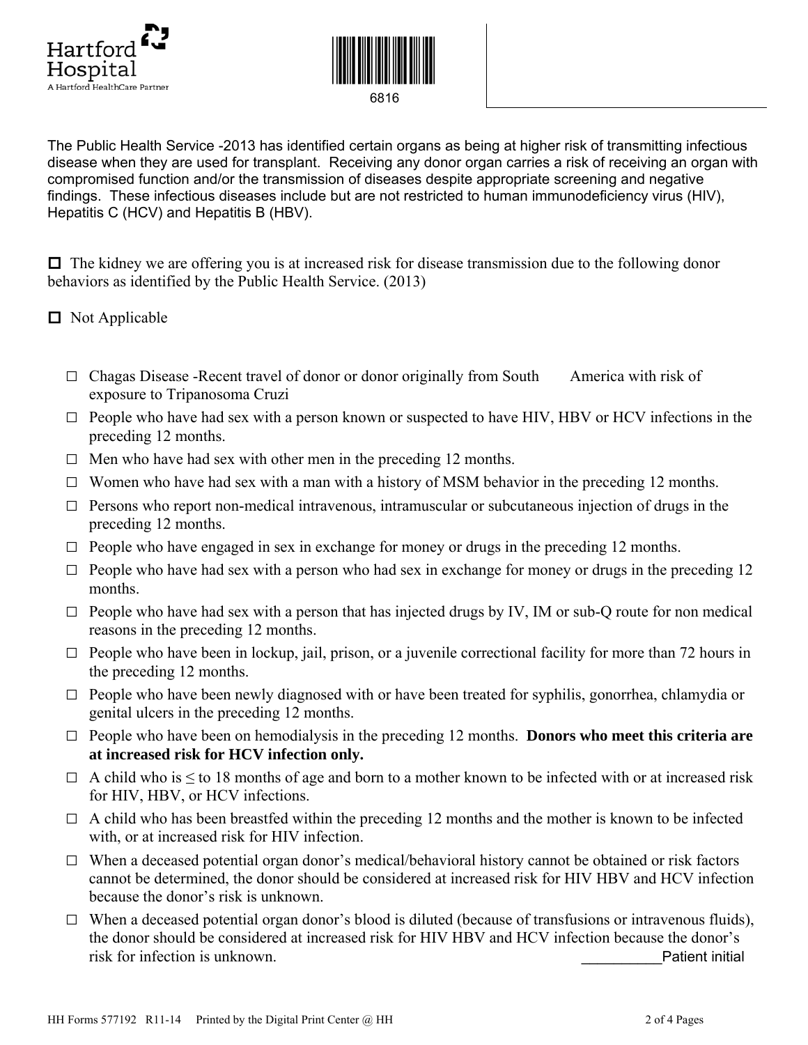Hartford Hospital
A Hartford HealthCare Partner

6816

The Public Health Service -2013 has identified certain organs as being at higher risk of transmitting infectious disease when they are used for transplant. Receiving any donor organ carries a risk of receiving an organ with compromised function and/or the transmission of diseases despite appropriate screening and negative findings. These infectious diseases include but are not restricted to human immunodeficiency virus (HIV), Hepatitis C (HCV) and Hepatitis B (HBV).

☐ The kidney we are offering you is at increased risk for disease transmission due to the following donor behaviors as identified by the Public Health Service. (2013)

☐ Not Applicable

- ☐ Chagas Disease -Recent travel of donor or donor originally from South America with risk of exposure to Tripanosoma Cruzi
- ☐ People who have had sex with a person known or suspected to have HIV, HBV or HCV infections in the preceding 12 months.
- ☐ Men who have had sex with other men in the preceding 12 months.
- ☐ Women who have had sex with a man with a history of MSM behavior in the preceding 12 months.
- ☐ Persons who report non-medical intravenous, intramuscular or subcutaneous injection of drugs in the preceding 12 months.
- ☐ People who have engaged in sex in exchange for money or drugs in the preceding 12 months.
- ☐ People who have had sex with a person who had sex in exchange for money or drugs in the preceding 12 months.
- ☐ People who have had sex with a person that has injected drugs by IV, IM or sub-Q route for non medical reasons in the preceding 12 months.
- ☐ People who have been in lockup, jail, prison, or a juvenile correctional facility for more than 72 hours in the preceding 12 months.
- ☐ People who have been newly diagnosed with or have been treated for syphilis, gonorrhea, chlamydia or genital ulcers in the preceding 12 months.
- ☐ People who have been on hemodialysis in the preceding 12 months. **Donors who meet this criteria are at increased risk for HCV infection only.**
- ☐ A child who is ≤ to 18 months of age and born to a mother known to be infected with or at increased risk for HIV, HBV, or HCV infections.
- ☐ A child who has been breastfed within the preceding 12 months and the mother is known to be infected with, or at increased risk for HIV infection.
- ☐ When a deceased potential organ donor's medical/behavioral history cannot be obtained or risk factors cannot be determined, the donor should be considered at increased risk for HIV HBV and HCV infection because the donor's risk is unknown.
- ☐ When a deceased potential organ donor's blood is diluted (because of transfusions or intravenous fluids), the donor should be considered at increased risk for HIV HBV and HCV infection because the donor's risk for infection is unknown.

__________Patient initial

HH Forms 577192 R11-14 Printed by the Digital Print Center @ HH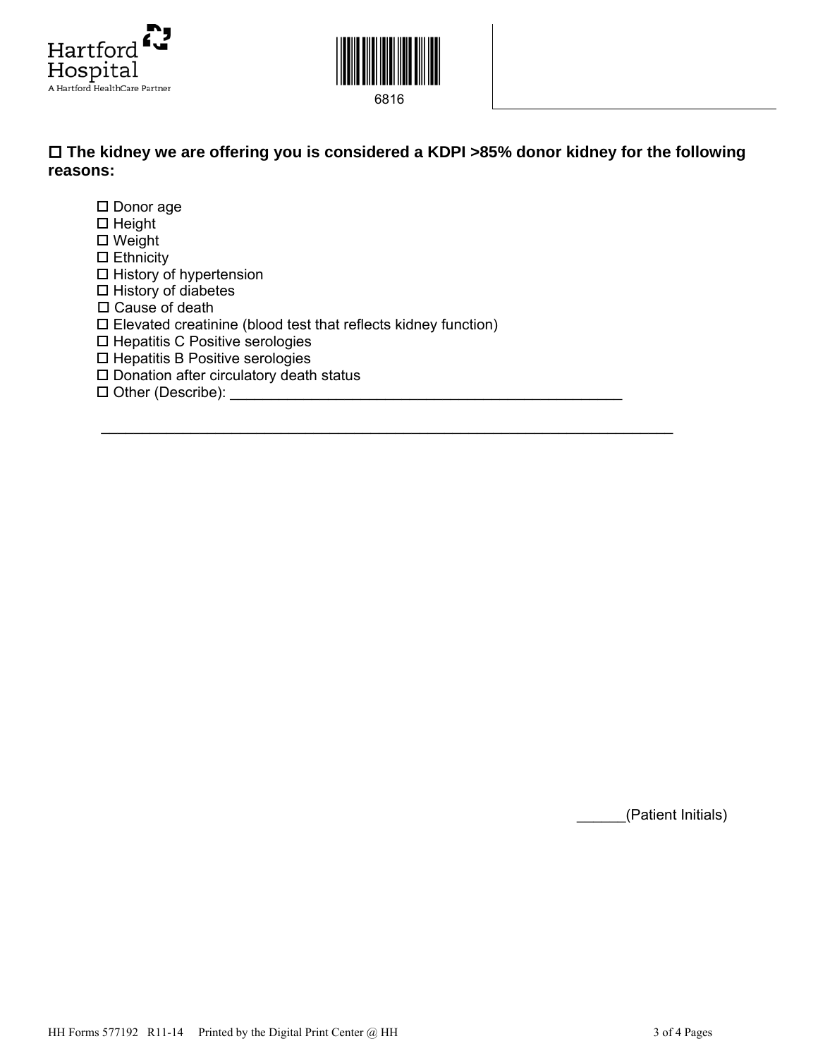Hartford Hospital
A Hartford HealthCare Partner

6816

☐ **The kidney we are offering you is considered a KDPI >85% donor kidney for the following reasons:**

- ☐ Donor age
- ☐ Height
- ☐ Weight
- ☐ Ethnicity
- ☐ History of hypertension
- ☐ History of diabetes
- ☐ Cause of death
- ☐ Elevated creatinine (blood test that reflects kidney function)
- ☐ Hepatitis C Positive serologies
- ☐ Hepatitis B Positive serologies
- ☐ Donation after circulatory death status
- ☐ Other (Describe): ________________________________________________

_________________________________________________________________

______(Patient Initials)

HH Forms 577192 R11-14 Printed by the Digital Print Center @ HH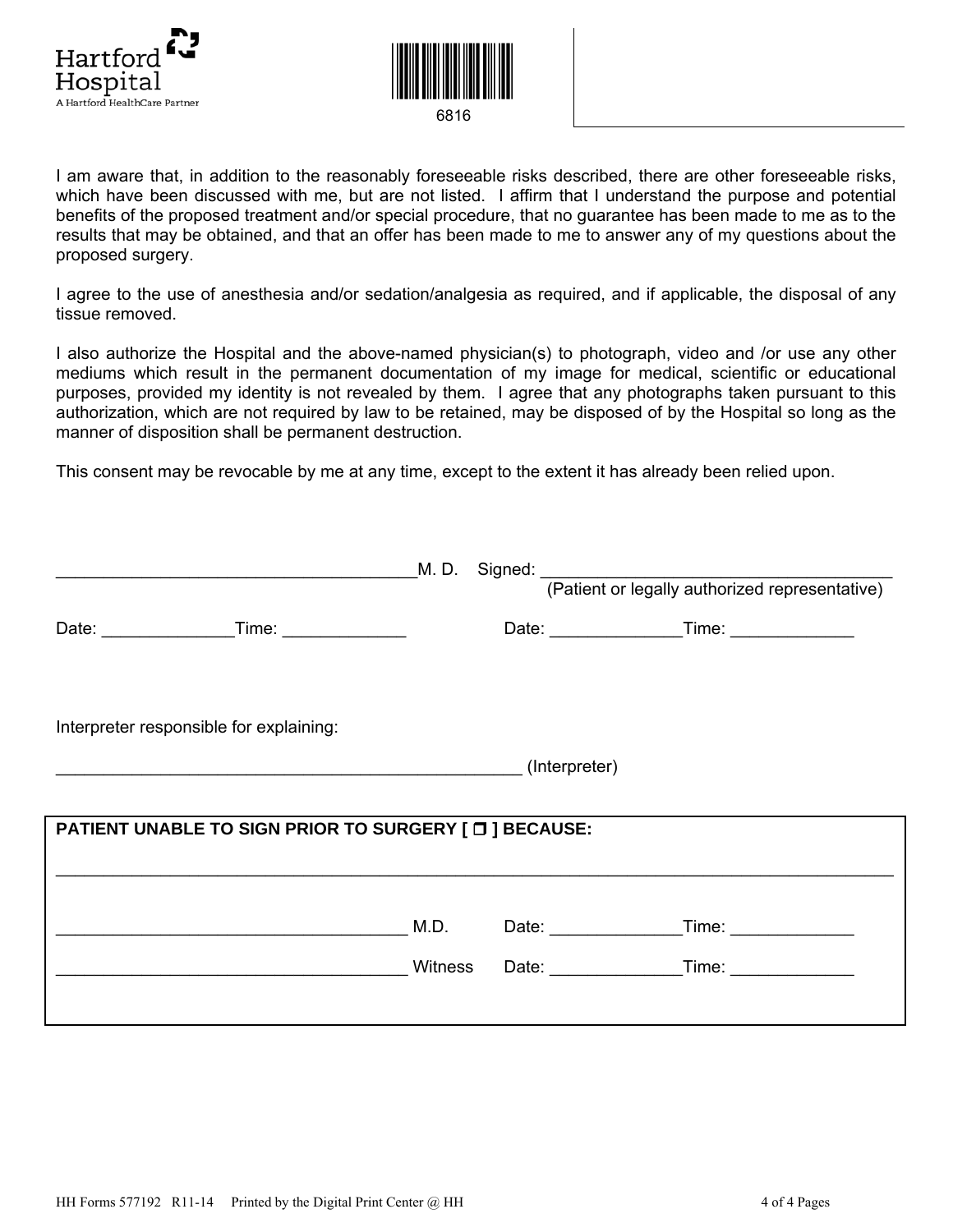Hartford Hospital
A Hartford HealthCare Partner

6816

I am aware that, in addition to the reasonably foreseeable risks described, there are other foreseeable risks, which have been discussed with me, but are not listed. I affirm that I understand the purpose and potential benefits of the proposed treatment and/or special procedure, that no guarantee has been made to me as to the results that may be obtained, and that an offer has been made to me to answer any of my questions about the proposed surgery.

I agree to the use of anesthesia and/or sedation/analgesia as required, and if applicable, the disposal of any tissue removed.

I also authorize the Hospital and the above-named physician(s) to photograph, video and /or use any other mediums which result in the permanent documentation of my image for medical, scientific or educational purposes, provided my identity is not revealed by them. I agree that any photographs taken pursuant to this authorization, which are not required by law to be retained, may be disposed of by the Hospital so long as the manner of disposition shall be permanent destruction.

This consent may be revocable by me at any time, except to the extent it has already been relied upon.

_______________________________________M. D. Signed: _____________________________________
(Patient or legally authorized representative)

Date: _____________Time: ____________ Date: _____________Time: ____________

Interpreter responsible for explaining:

__________________________________________________ (Interpreter)

**PATIENT UNABLE TO SIGN PRIOR TO SURGERY [ ❒ ] BECAUSE:**

_____________________________________________________________________________________

______________________________________ M.D. Date: _____________Time: ____________

______________________________________ Witness Date: _____________Time: ____________

HH Forms 577192 R11-14 Printed by the Digital Print Center @ HH